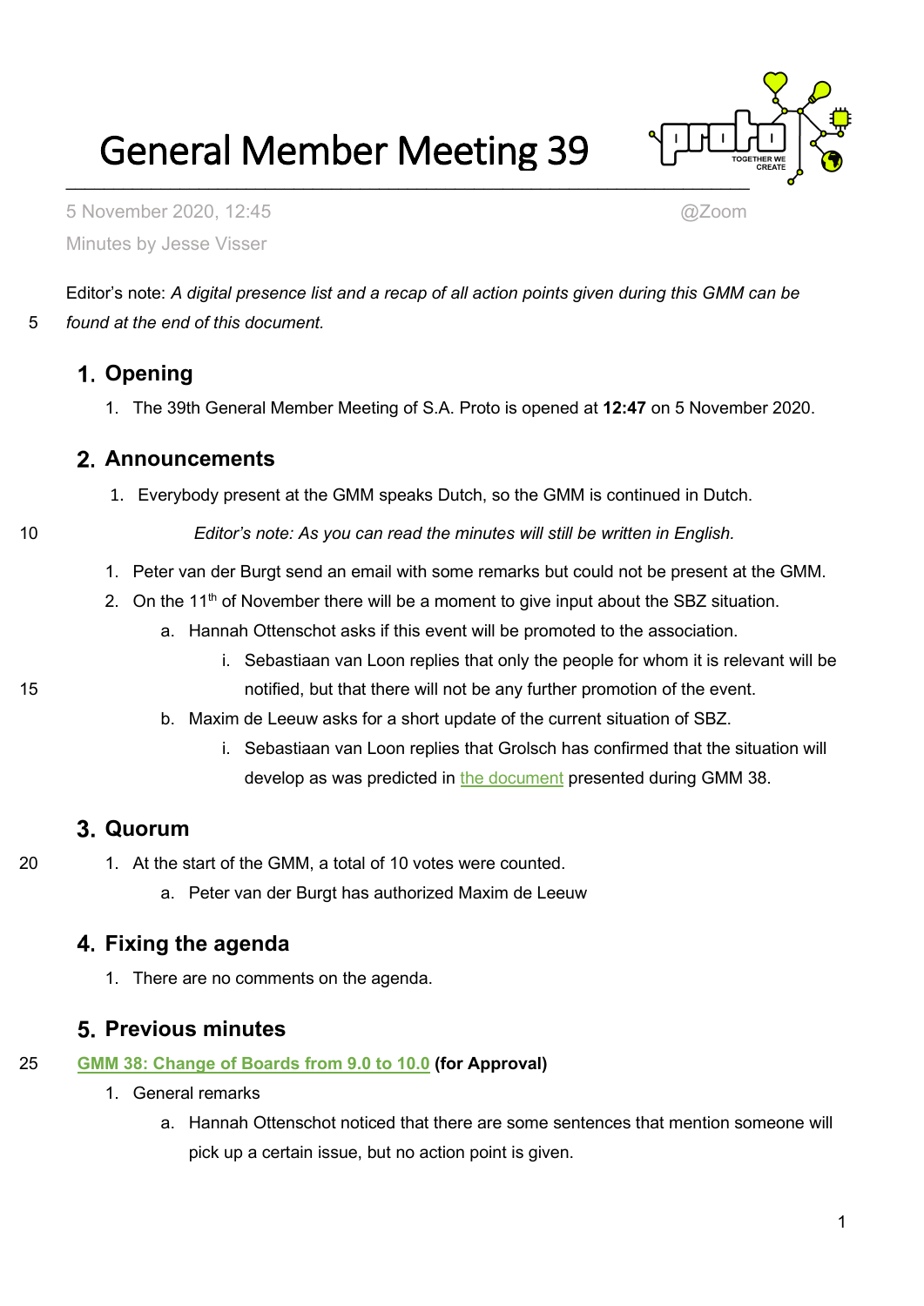# General Member Meeting 39

5 November 2020, 12:45 @Zoom

Minutes by Jesse Visser

Editor's note: *A digital presence list and a recap of all action points given during this GMM can be found at the end of this document.*

## 1. Opening

1. The 39th General Member Meeting of S.A. Proto is opened at **12:47** on 5 November 2020.

## 2. Announcements

1. Everybody present at the GMM speaks Dutch, so the GMM is continued in Dutch.

   *Editor's note: As you can read the minutes will still be written in English.*

1. Peter van der Burgt send an email with some remarks but could not be present at the GMM.
2. On the 11th of November there will be a moment to give input about the SBZ situation.
   a. Hannah Ottenschot asks if this event will be promoted to the association.
      i. Sebastiaan van Loon replies that only the people for whom it is relevant will be notified, but that there will not be any further promotion of the event.
   b. Maxim de Leeuw asks for a short update of the current situation of SBZ.
      i. Sebastiaan van Loon replies that Grolsch has confirmed that the situation will develop as was predicted in the document presented during GMM 38.

## 3. Quorum

1. At the start of the GMM, a total of 10 votes were counted.
   a. Peter van der Burgt has authorized Maxim de Leeuw

## 4. Fixing the agenda

1. There are no comments on the agenda.

## 5. Previous minutes

**GMM 38: Change of Boards from 9.0 to 10.0 (for Approval)**

1. General remarks
   a. Hannah Ottenschot noticed that there are some sentences that mention someone will pick up a certain issue, but no action point is given.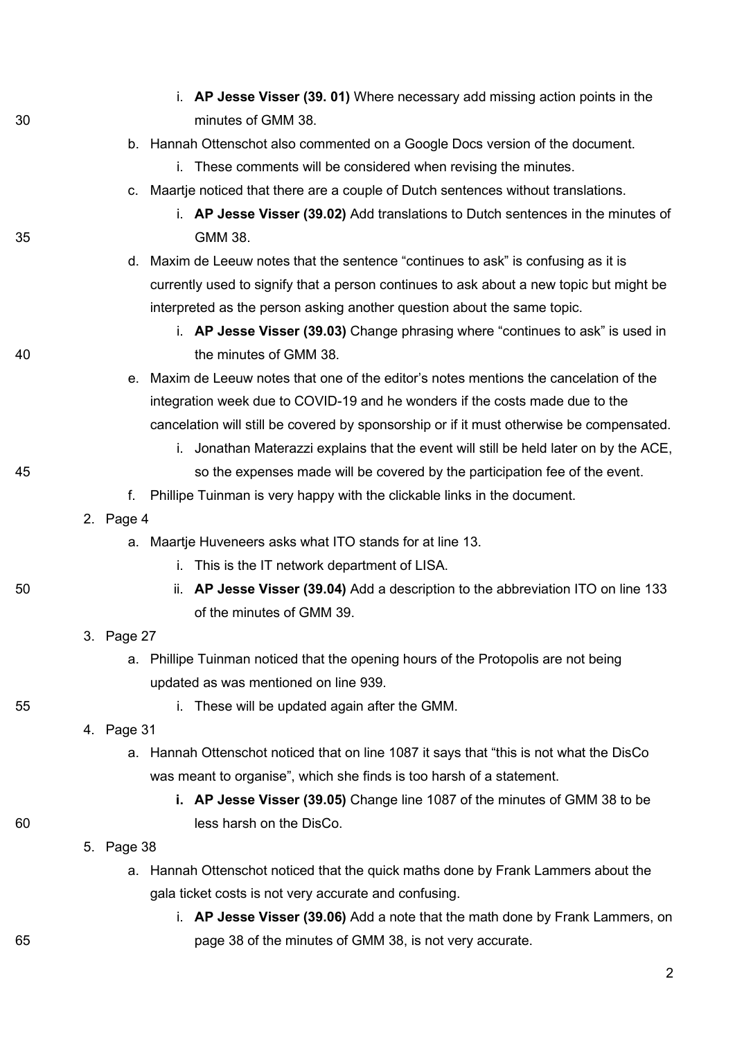i. **AP Jesse Visser (39. 01)** Where necessary add missing action points in the minutes of GMM 38.

b. Hannah Ottenschot also commented on a Google Docs version of the document.

   i. These comments will be considered when revising the minutes.

c. Maartje noticed that there are a couple of Dutch sentences without translations.

   i. **AP Jesse Visser (39.02)** Add translations to Dutch sentences in the minutes of GMM 38.

d. Maxim de Leeuw notes that the sentence "continues to ask" is confusing as it is currently used to signify that a person continues to ask about a new topic but might be interpreted as the person asking another question about the same topic.

   i. **AP Jesse Visser (39.03)** Change phrasing where "continues to ask" is used in the minutes of GMM 38.

e. Maxim de Leeuw notes that one of the editor's notes mentions the cancelation of the integration week due to COVID-19 and he wonders if the costs made due to the cancelation will still be covered by sponsorship or if it must otherwise be compensated.

   i. Jonathan Materazzi explains that the event will still be held later on by the ACE, so the expenses made will be covered by the participation fee of the event.

f. Phillipe Tuinman is very happy with the clickable links in the document.

2. Page 4

   a. Maartje Huveneers asks what ITO stands for at line 13.

      i. This is the IT network department of LISA.

      ii. **AP Jesse Visser (39.04)** Add a description to the abbreviation ITO on line 133 of the minutes of GMM 39.

3. Page 27

   a. Phillipe Tuinman noticed that the opening hours of the Protopolis are not being updated as was mentioned on line 939.

      i. These will be updated again after the GMM.

4. Page 31

   a. Hannah Ottenschot noticed that on line 1087 it says that "this is not what the DisCo was meant to organise", which she finds is too harsh of a statement.

      **i. AP Jesse Visser (39.05)** Change line 1087 of the minutes of GMM 38 to be less harsh on the DisCo.

5. Page 38

   a. Hannah Ottenschot noticed that the quick maths done by Frank Lammers about the gala ticket costs is not very accurate and confusing.

      i. **AP Jesse Visser (39.06)** Add a note that the math done by Frank Lammers, on page 38 of the minutes of GMM 38, is not very accurate.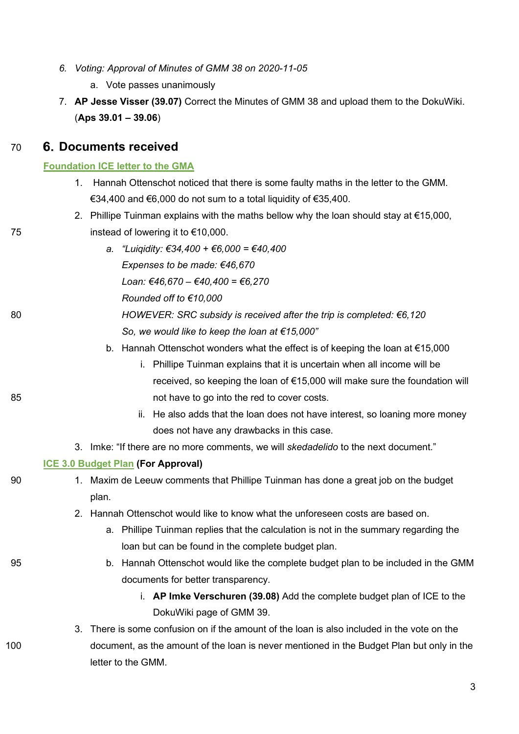6. *Voting: Approval of Minutes of GMM 38 on 2020-11-05*
    a. Vote passes unanimously
7. **AP Jesse Visser (39.07)** Correct the Minutes of GMM 38 and upload them to the DokuWiki. (**Aps 39.01 – 39.06**)

## 6. Documents received

**Foundation ICE letter to the GMA**

1. Hannah Ottenschot noticed that there is some faulty maths in the letter to the GMM. €34,400 and €6,000 do not sum to a total liquidity of €35,400.
2. Phillipe Tuinman explains with the maths bellow why the loan should stay at €15,000, instead of lowering it to €10,000.
    a. *"Luiqidity: €34,400 + €6,000 = €40,400*
       *Expenses to be made: €46,670*
       *Loan: €46,670 – €40,400 = €6,270*
       *Rounded off to €10,000*
       *HOWEVER: SRC subsidy is received after the trip is completed: €6,120*
       *So, we would like to keep the loan at €15,000"*
    b. Hannah Ottenschot wonders what the effect is of keeping the loan at €15,000
        i. Phillipe Tuinman explains that it is uncertain when all income will be received, so keeping the loan of €15,000 will make sure the foundation will not have to go into the red to cover costs.
        ii. He also adds that the loan does not have interest, so loaning more money does not have any drawbacks in this case.
3. Imke: "If there are no more comments, we will *skedadelido* to the next document."

**ICE 3.0 Budget Plan (For Approval)**

1. Maxim de Leeuw comments that Phillipe Tuinman has done a great job on the budget plan.
2. Hannah Ottenschot would like to know what the unforeseen costs are based on.
    a. Phillipe Tuinman replies that the calculation is not in the summary regarding the loan but can be found in the complete budget plan.
    b. Hannah Ottenschot would like the complete budget plan to be included in the GMM documents for better transparency.
        i. **AP Imke Verschuren (39.08)** Add the complete budget plan of ICE to the DokuWiki page of GMM 39.
3. There is some confusion on if the amount of the loan is also included in the vote on the document, as the amount of the loan is never mentioned in the Budget Plan but only in the letter to the GMM.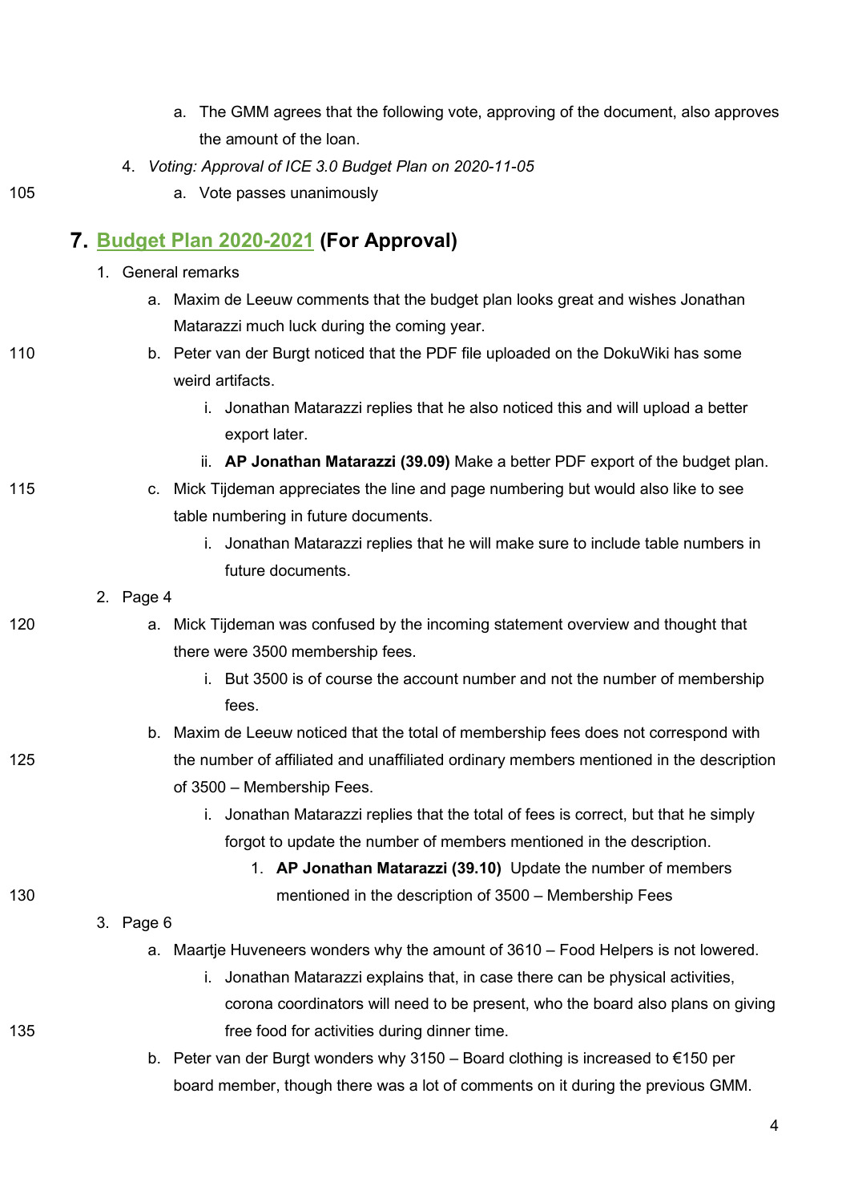a. The GMM agrees that the following vote, approving of the document, also approves the amount of the loan.

4. *Voting: Approval of ICE 3.0 Budget Plan on 2020-11-05*
    a. Vote passes unanimously

## 7. Budget Plan 2020-2021 (For Approval)

1. General remarks
    a. Maxim de Leeuw comments that the budget plan looks great and wishes Jonathan Matarazzi much luck during the coming year.
    b. Peter van der Burgt noticed that the PDF file uploaded on the DokuWiki has some weird artifacts.
        i. Jonathan Matarazzi replies that he also noticed this and will upload a better export later.
        ii. **AP Jonathan Matarazzi (39.09)** Make a better PDF export of the budget plan.
    c. Mick Tijdeman appreciates the line and page numbering but would also like to see table numbering in future documents.
        i. Jonathan Matarazzi replies that he will make sure to include table numbers in future documents.
2. Page 4
    a. Mick Tijdeman was confused by the incoming statement overview and thought that there were 3500 membership fees.
        i. But 3500 is of course the account number and not the number of membership fees.
    b. Maxim de Leeuw noticed that the total of membership fees does not correspond with the number of affiliated and unaffiliated ordinary members mentioned in the description of 3500 – Membership Fees.
        i. Jonathan Matarazzi replies that the total of fees is correct, but that he simply forgot to update the number of members mentioned in the description.
            1. **AP Jonathan Matarazzi (39.10)** Update the number of members mentioned in the description of 3500 – Membership Fees
3. Page 6
    a. Maartje Huveneers wonders why the amount of 3610 – Food Helpers is not lowered.
        i. Jonathan Matarazzi explains that, in case there can be physical activities, corona coordinators will need to be present, who the board also plans on giving free food for activities during dinner time.
    b. Peter van der Burgt wonders why 3150 – Board clothing is increased to €150 per board member, though there was a lot of comments on it during the previous GMM.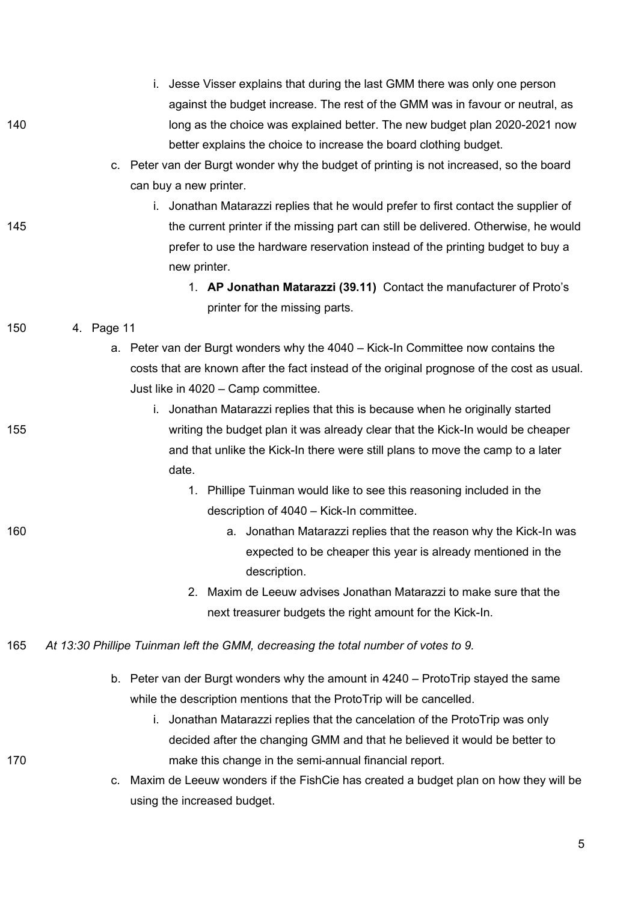i. Jesse Visser explains that during the last GMM there was only one person against the budget increase. The rest of the GMM was in favour or neutral, as long as the choice was explained better. The new budget plan 2020-2021 now better explains the choice to increase the board clothing budget.

c. Peter van der Burgt wonder why the budget of printing is not increased, so the board can buy a new printer.

    i. Jonathan Matarazzi replies that he would prefer to first contact the supplier of the current printer if the missing part can still be delivered. Otherwise, he would prefer to use the hardware reservation instead of the printing budget to buy a new printer.

        1. **AP Jonathan Matarazzi (39.11)** Contact the manufacturer of Proto's printer for the missing parts.

4. Page 11

    a. Peter van der Burgt wonders why the 4040 – Kick-In Committee now contains the costs that are known after the fact instead of the original prognose of the cost as usual. Just like in 4020 – Camp committee.

        i. Jonathan Matarazzi replies that this is because when he originally started writing the budget plan it was already clear that the Kick-In would be cheaper and that unlike the Kick-In there were still plans to move the camp to a later date.

            1. Phillipe Tuinman would like to see this reasoning included in the description of 4040 – Kick-In committee.

                a. Jonathan Matarazzi replies that the reason why the Kick-In was expected to be cheaper this year is already mentioned in the description.

            2. Maxim de Leeuw advises Jonathan Matarazzi to make sure that the next treasurer budgets the right amount for the Kick-In.

*At 13:30 Phillipe Tuinman left the GMM, decreasing the total number of votes to 9.*

    b. Peter van der Burgt wonders why the amount in 4240 – ProtoTrip stayed the same while the description mentions that the ProtoTrip will be cancelled.

        i. Jonathan Matarazzi replies that the cancelation of the ProtoTrip was only decided after the changing GMM and that he believed it would be better to make this change in the semi-annual financial report.

    c. Maxim de Leeuw wonders if the FishCie has created a budget plan on how they will be using the increased budget.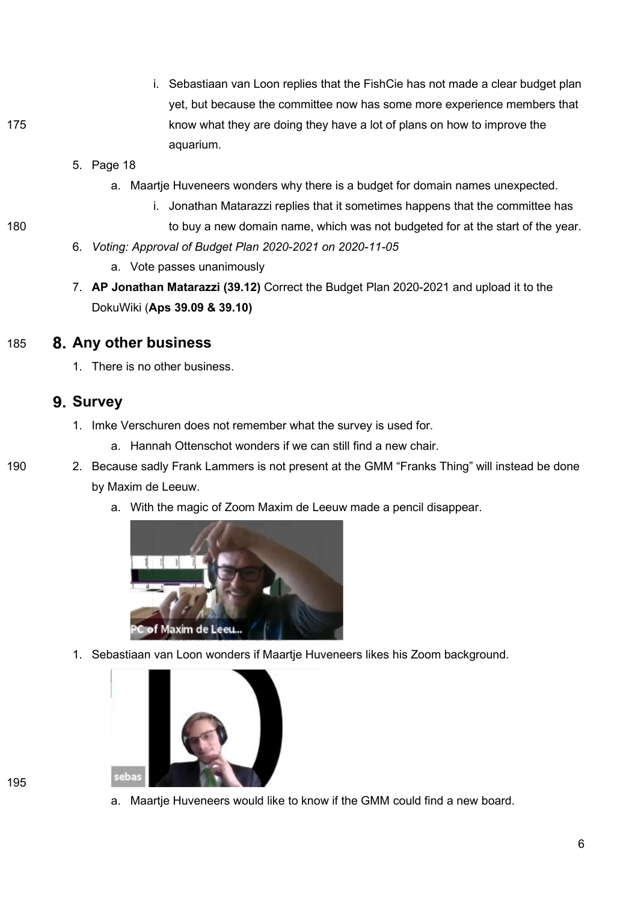i. Sebastiaan van Loon replies that the FishCie has not made a clear budget plan yet, but because the committee now has some more experience members that know what they are doing they have a lot of plans on how to improve the aquarium.

5. Page 18
   a. Maartje Huveneers wonders why there is a budget for domain names unexpected.
      i. Jonathan Matarazzi replies that it sometimes happens that the committee has to buy a new domain name, which was not budgeted for at the start of the year.
6. *Voting: Approval of Budget Plan 2020-2021 on 2020-11-05*
   a. Vote passes unanimously
7. **AP Jonathan Matarazzi (39.12)** Correct the Budget Plan 2020-2021 and upload it to the DokuWiki (**Aps 39.09 & 39.10)**

## 8. Any other business

1. There is no other business.

## 9. Survey

1. Imke Verschuren does not remember what the survey is used for.
   a. Hannah Ottenschot wonders if we can still find a new chair.
2. Because sadly Frank Lammers is not present at the GMM "Franks Thing" will instead be done by Maxim de Leeuw.
   a. With the magic of Zoom Maxim de Leeuw made a pencil disappear.

1. Sebastiaan van Loon wonders if Maartje Huveneers likes his Zoom background.

   a. Maartje Huveneers would like to know if the GMM could find a new board.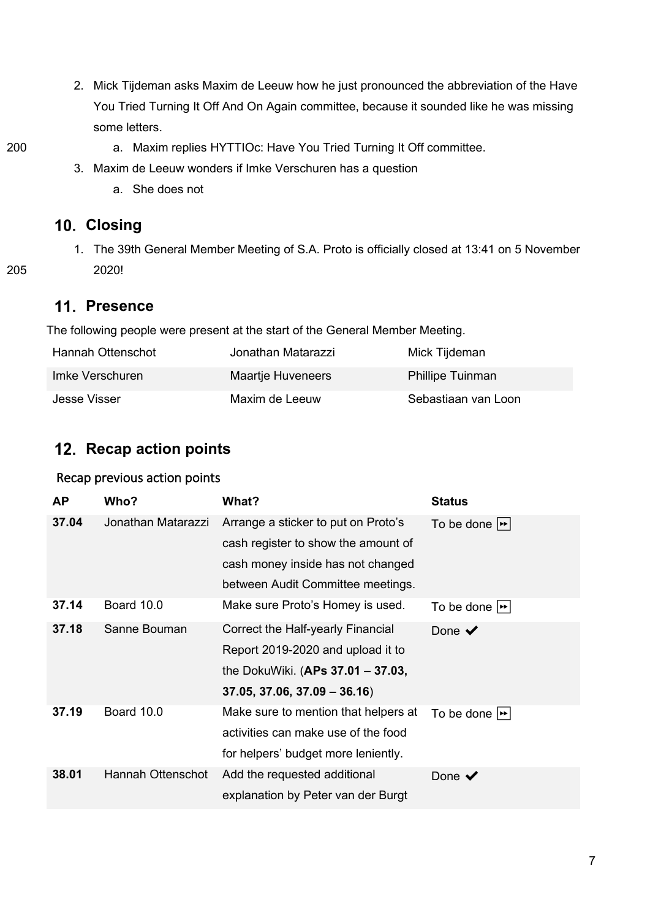2. Mick Tijdeman asks Maxim de Leeuw how he just pronounced the abbreviation of the Have You Tried Turning It Off And On Again committee, because it sounded like he was missing some letters.
   a. Maxim replies HYTTIOc: Have You Tried Turning It Off committee.
3. Maxim de Leeuw wonders if Imke Verschuren has a question
   a. She does not

## 10. Closing

1. The 39th General Member Meeting of S.A. Proto is officially closed at 13:41 on 5 November 2020!

## 11. Presence

The following people were present at the start of the General Member Meeting.

| | | |
|---|---|---|
| Hannah Ottenschot | Jonathan Matarazzi | Mick Tijdeman |
| Imke Verschuren | Maartje Huveneers | Phillipe Tuinman |
| Jesse Visser | Maxim de Leeuw | Sebastiaan van Loon |

## 12. Recap action points

### Recap previous action points

| AP | Who? | What? | Status |
|---|---|---|---|
| **37.04** | Jonathan Matarazzi | Arrange a sticker to put on Proto's cash register to show the amount of cash money inside has not changed between Audit Committee meetings. | To be done ⏩ |
| **37.14** | Board 10.0 | Make sure Proto's Homey is used. | To be done ⏩ |
| **37.18** | Sanne Bouman | Correct the Half-yearly Financial Report 2019-2020 and upload it to the DokuWiki. (**APs 37.01 – 37.03, 37.05, 37.06, 37.09 – 36.16**) | Done ✔ |
| **37.19** | Board 10.0 | Make sure to mention that helpers at activities can make use of the food for helpers' budget more leniently. | To be done ⏩ |
| **38.01** | Hannah Ottenschot | Add the requested additional explanation by Peter van der Burgt | Done ✔ |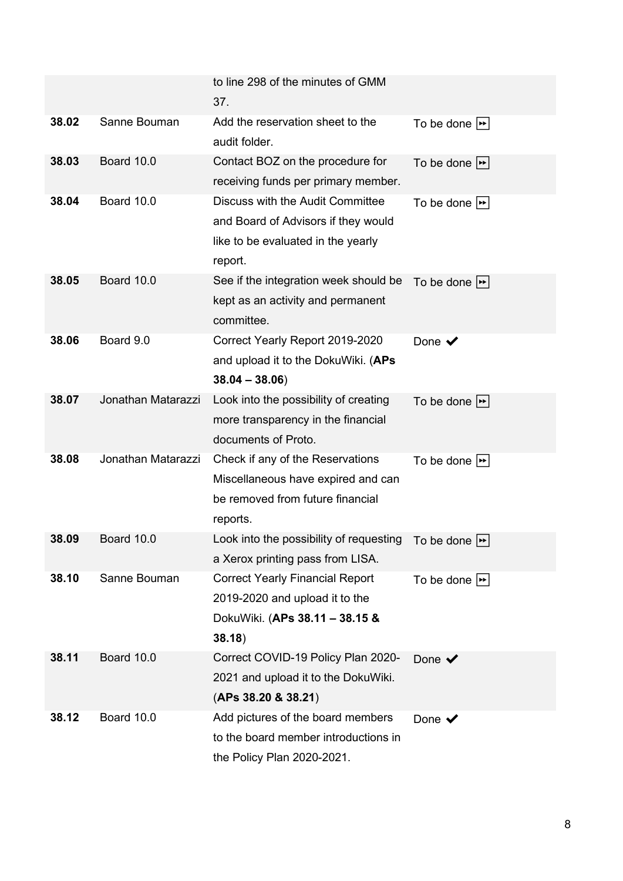| | | | |
|---|---|---|---|
| | | to line 298 of the minutes of GMM 37. | |
| **38.02** | Sanne Bouman | Add the reservation sheet to the audit folder. | To be done ⏩ |
| **38.03** | Board 10.0 | Contact BOZ on the procedure for receiving funds per primary member. | To be done ⏩ |
| **38.04** | Board 10.0 | Discuss with the Audit Committee and Board of Advisors if they would like to be evaluated in the yearly report. | To be done ⏩ |
| **38.05** | Board 10.0 | See if the integration week should be kept as an activity and permanent committee. | To be done ⏩ |
| **38.06** | Board 9.0 | Correct Yearly Report 2019-2020 and upload it to the DokuWiki. (**APs 38.04 – 38.06**) | Done ✔ |
| **38.07** | Jonathan Matarazzi | Look into the possibility of creating more transparency in the financial documents of Proto. | To be done ⏩ |
| **38.08** | Jonathan Matarazzi | Check if any of the Reservations Miscellaneous have expired and can be removed from future financial reports. | To be done ⏩ |
| **38.09** | Board 10.0 | Look into the possibility of requesting a Xerox printing pass from LISA. | To be done ⏩ |
| **38.10** | Sanne Bouman | Correct Yearly Financial Report 2019-2020 and upload it to the DokuWiki. (**APs 38.11 – 38.15 & 38.18**) | To be done ⏩ |
| **38.11** | Board 10.0 | Correct COVID-19 Policy Plan 2020-2021 and upload it to the DokuWiki. (**APs 38.20 & 38.21**) | Done ✔ |
| **38.12** | Board 10.0 | Add pictures of the board members to the board member introductions in the Policy Plan 2020-2021. | Done ✔ |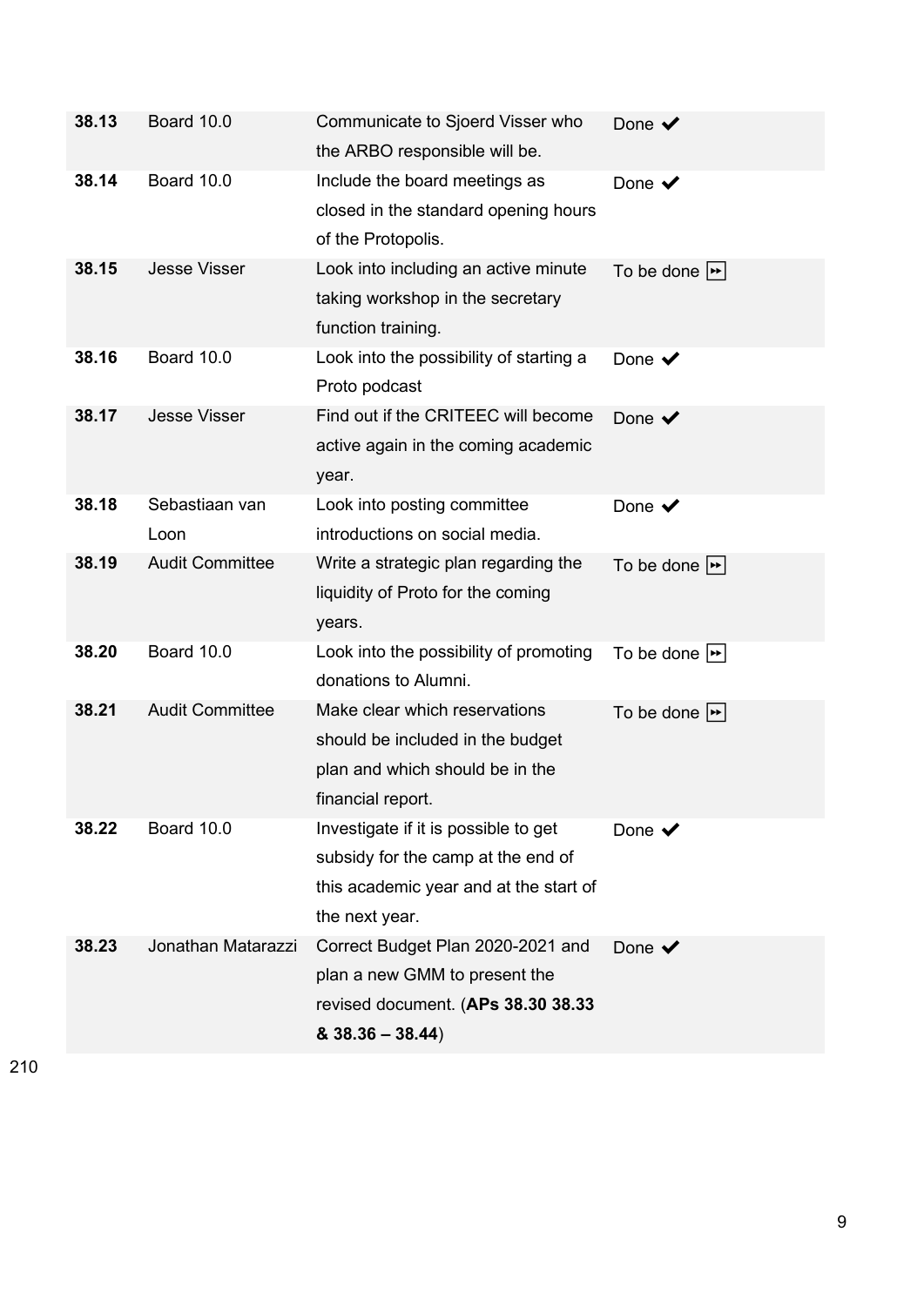| | | | |
|---|---|---|---|
| **38.13** | Board 10.0 | Communicate to Sjoerd Visser who the ARBO responsible will be. | Done ✔ |
| **38.14** | Board 10.0 | Include the board meetings as closed in the standard opening hours of the Protopolis. | Done ✔ |
| **38.15** | Jesse Visser | Look into including an active minute taking workshop in the secretary function training. | To be done ⏩ |
| **38.16** | Board 10.0 | Look into the possibility of starting a Proto podcast | Done ✔ |
| **38.17** | Jesse Visser | Find out if the CRITEEC will become active again in the coming academic year. | Done ✔ |
| **38.18** | Sebastiaan van Loon | Look into posting committee introductions on social media. | Done ✔ |
| **38.19** | Audit Committee | Write a strategic plan regarding the liquidity of Proto for the coming years. | To be done ⏩ |
| **38.20** | Board 10.0 | Look into the possibility of promoting donations to Alumni. | To be done ⏩ |
| **38.21** | Audit Committee | Make clear which reservations should be included in the budget plan and which should be in the financial report. | To be done ⏩ |
| **38.22** | Board 10.0 | Investigate if it is possible to get subsidy for the camp at the end of this academic year and at the start of the next year. | Done ✔ |
| **38.23** | Jonathan Matarazzi | Correct Budget Plan 2020-2021 and plan a new GMM to present the revised document. (**APs 38.30 38.33 & 38.36 – 38.44**) | Done ✔ |

210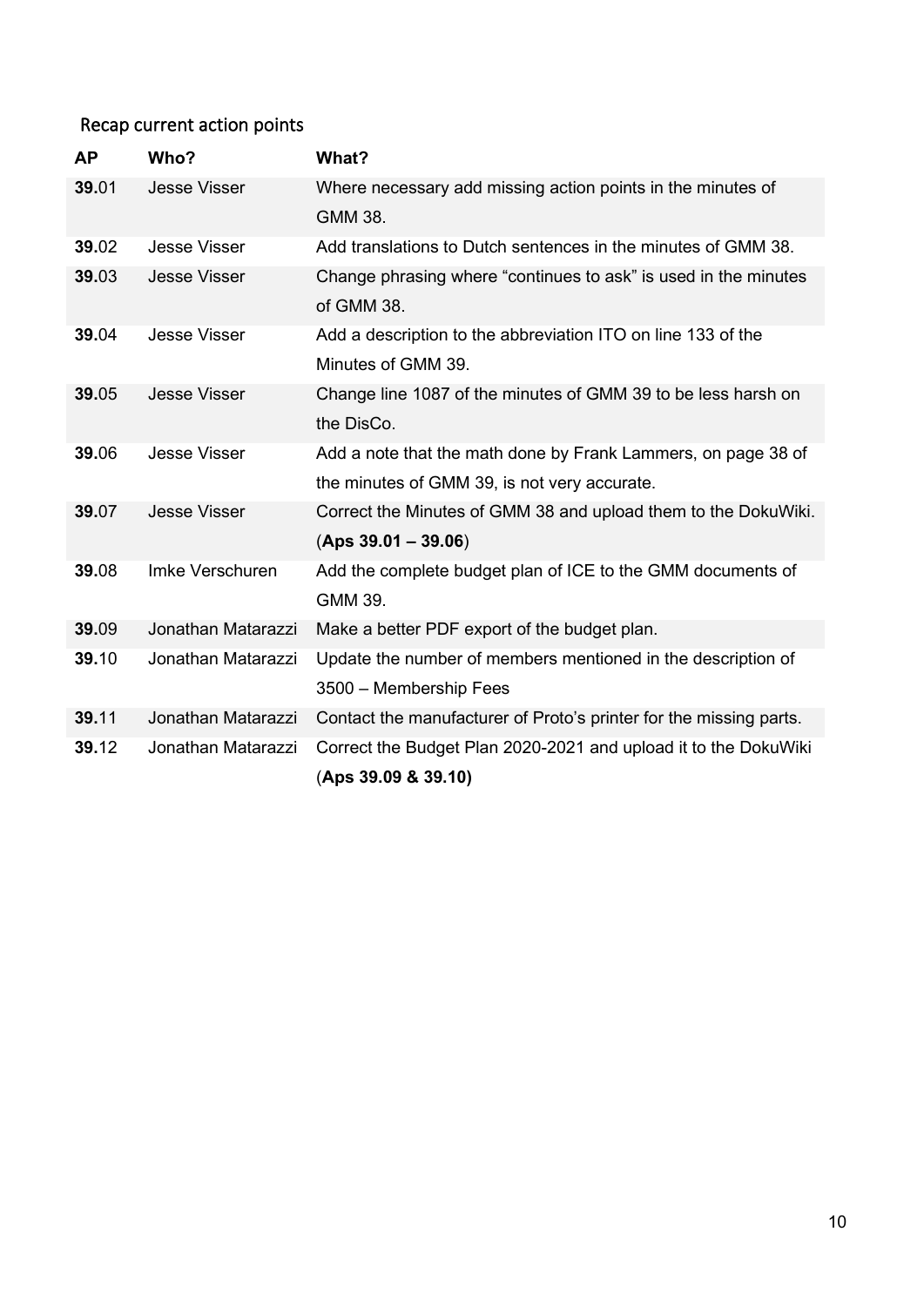## Recap current action points

| AP | Who? | What? |
|---|---|---|
| **39.**01 | Jesse Visser | Where necessary add missing action points in the minutes of GMM 38. |
| **39.**02 | Jesse Visser | Add translations to Dutch sentences in the minutes of GMM 38. |
| **39.**03 | Jesse Visser | Change phrasing where “continues to ask” is used in the minutes of GMM 38. |
| **39.**04 | Jesse Visser | Add a description to the abbreviation ITO on line 133 of the Minutes of GMM 39. |
| **39.**05 | Jesse Visser | Change line 1087 of the minutes of GMM 39 to be less harsh on the DisCo. |
| **39.**06 | Jesse Visser | Add a note that the math done by Frank Lammers, on page 38 of the minutes of GMM 39, is not very accurate. |
| **39.**07 | Jesse Visser | Correct the Minutes of GMM 38 and upload them to the DokuWiki. (**Aps 39.01 – 39.06**) |
| **39.**08 | Imke Verschuren | Add the complete budget plan of ICE to the GMM documents of GMM 39. |
| **39.**09 | Jonathan Matarazzi | Make a better PDF export of the budget plan. |
| **39.**10 | Jonathan Matarazzi | Update the number of members mentioned in the description of 3500 – Membership Fees |
| **39.**11 | Jonathan Matarazzi | Contact the manufacturer of Proto’s printer for the missing parts. |
| **39.**12 | Jonathan Matarazzi | Correct the Budget Plan 2020-2021 and upload it to the DokuWiki (**Aps 39.09 & 39.10)** |